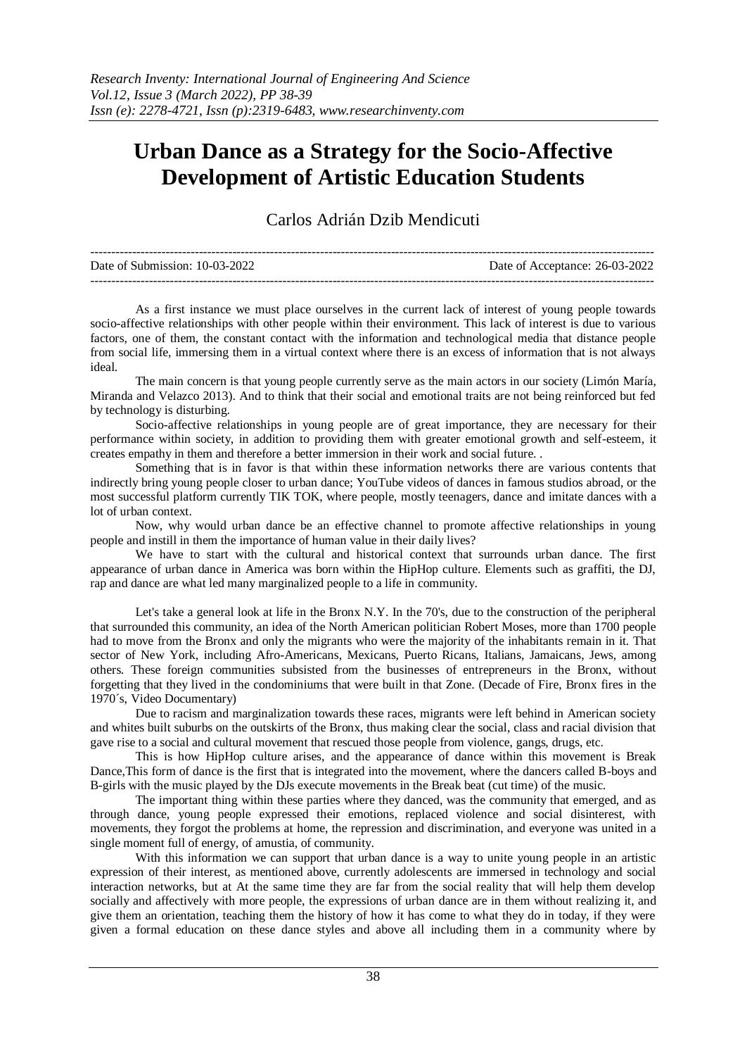# Urban Dance as a Strategy for the Socio-Affective Development of Artistic Education Students

Carlos Adrián Dzib Mendicuti

---

Date of Submission: 10-03-2022 Date of Acceptance: 26-03-2022

---

As a first instance we must place ourselves in the current lack of interest of young people towards socio-affective relationships with other people within their environment. This lack of interest is due to various factors, one of them, the constant contact with the information and technological media that distance people from social life, immersing them in a virtual context where there is an excess of information that is not always ideal.

The main concern is that young people currently serve as the main actors in our society (Limón María, Miranda and Velazco 2013). And to think that their social and emotional traits are not being reinforced but fed by technology is disturbing.

Socio-affective relationships in young people are of great importance, they are necessary for their performance within society, in addition to providing them with greater emotional growth and self-esteem, it creates empathy in them and therefore a better immersion in their work and social future. .

Something that is in favor is that within these information networks there are various contents that indirectly bring young people closer to urban dance; YouTube videos of dances in famous studios abroad, or the most successful platform currently TIK TOK, where people, mostly teenagers, dance and imitate dances with a lot of urban context.

Now, why would urban dance be an effective channel to promote affective relationships in young people and instill in them the importance of human value in their daily lives?

We have to start with the cultural and historical context that surrounds urban dance. The first appearance of urban dance in America was born within the HipHop culture. Elements such as graffiti, the DJ, rap and dance are what led many marginalized people to a life in community.

Let's take a general look at life in the Bronx N.Y. In the 70's, due to the construction of the peripheral that surrounded this community, an idea of the North American politician Robert Moses, more than 1700 people had to move from the Bronx and only the migrants who were the majority of the inhabitants remain in it. That sector of New York, including Afro-Americans, Mexicans, Puerto Ricans, Italians, Jamaicans, Jews, among others. These foreign communities subsisted from the businesses of entrepreneurs in the Bronx, without forgetting that they lived in the condominiums that were built in that Zone. (Decade of Fire, Bronx fires in the 1970´s, Video Documentary)

Due to racism and marginalization towards these races, migrants were left behind in American society and whites built suburbs on the outskirts of the Bronx, thus making clear the social, class and racial division that gave rise to a social and cultural movement that rescued those people from violence, gangs, drugs, etc.

This is how HipHop culture arises, and the appearance of dance within this movement is Break Dance,This form of dance is the first that is integrated into the movement, where the dancers called B-boys and B-girls with the music played by the DJs execute movements in the Break beat (cut time) of the music.

The important thing within these parties where they danced, was the community that emerged, and as through dance, young people expressed their emotions, replaced violence and social disinterest, with movements, they forgot the problems at home, the repression and discrimination, and everyone was united in a single moment full of energy, of amustia, of community.

With this information we can support that urban dance is a way to unite young people in an artistic expression of their interest, as mentioned above, currently adolescents are immersed in technology and social interaction networks, but at At the same time they are far from the social reality that will help them develop socially and affectively with more people, the expressions of urban dance are in them without realizing it, and give them an orientation, teaching them the history of how it has come to what they do in today, if they were given a formal education on these dance styles and above all including them in a community where by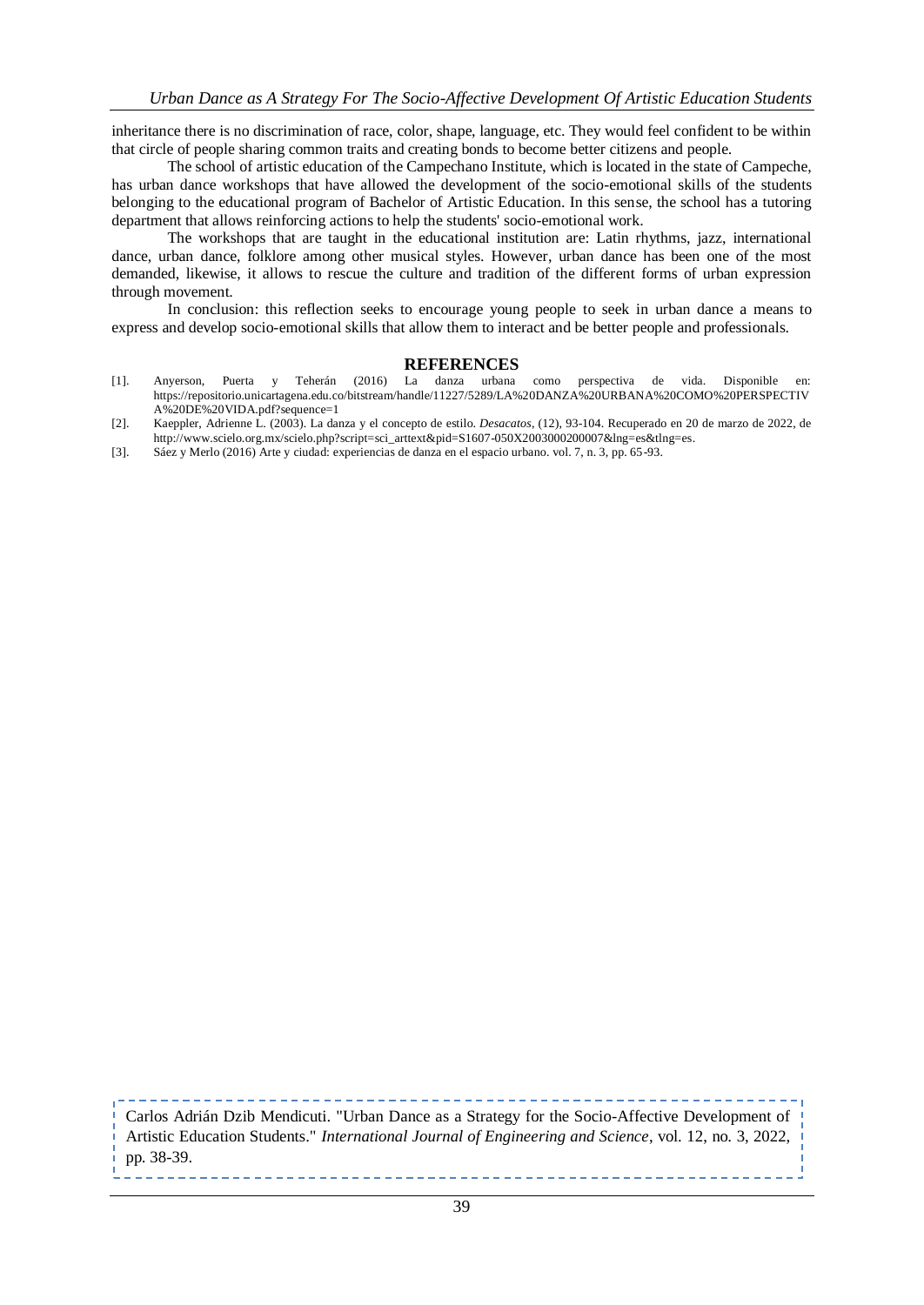inheritance there is no discrimination of race, color, shape, language, etc. They would feel confident to be within that circle of people sharing common traits and creating bonds to become better citizens and people.

The school of artistic education of the Campechano Institute, which is located in the state of Campeche, has urban dance workshops that have allowed the development of the socio-emotional skills of the students belonging to the educational program of Bachelor of Artistic Education. In this sense, the school has a tutoring department that allows reinforcing actions to help the students' socio-emotional work.

The workshops that are taught in the educational institution are: Latin rhythms, jazz, international dance, urban dance, folklore among other musical styles. However, urban dance has been one of the most demanded, likewise, it allows to rescue the culture and tradition of the different forms of urban expression through movement.

In conclusion: this reflection seeks to encourage young people to seek in urban dance a means to express and develop socio-emotional skills that allow them to interact and be better people and professionals.

## REFERENCES

[1]. Anyerson, Puerta y Teherán (2016) La danza urbana como perspectiva de vida. Disponible en: https://repositorio.unicartagena.edu.co/bitstream/handle/11227/5289/LA%20DANZA%20URBANA%20COMO%20PERSPECTIVA%20DE%20VIDA.pdf?sequence=1

[2]. Kaeppler, Adrienne L. (2003). La danza y el concepto de estilo. *Desacatos*, (12), 93-104. Recuperado en 20 de marzo de 2022, de http://www.scielo.org.mx/scielo.php?script=sci_arttext&pid=S1607-050X2003000200007&lng=es&tlng=es.

[3]. Sáez y Merlo (2016) Arte y ciudad: experiencias de danza en el espacio urbano. vol. 7, n. 3, pp. 65-93.

Carlos Adrián Dzib Mendicuti. "Urban Dance as a Strategy for the Socio-Affective Development of Artistic Education Students." *International Journal of Engineering and Science*, vol. 12, no. 3, 2022, pp. 38-39.